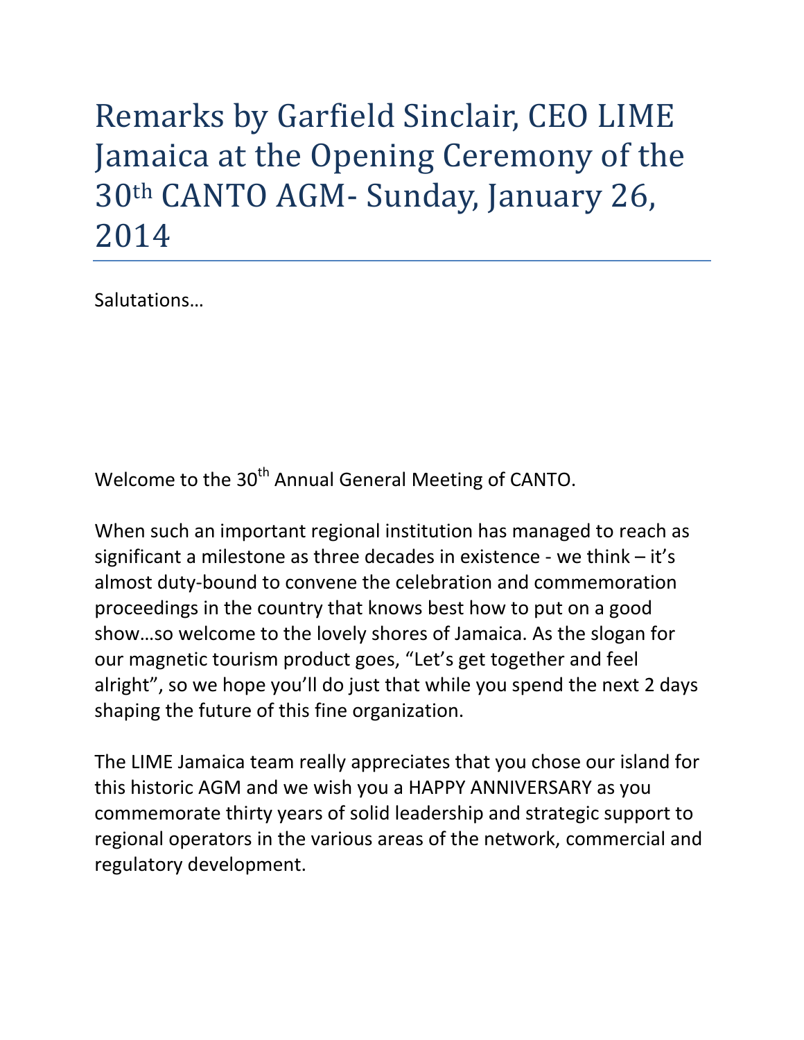# Remarks by Garfield Sinclair, CEO LIME Jamaica at the Opening Ceremony of the 30th CANTO AGM- Sunday, January 26, 2014

Salutations…

Welcome to the 30th Annual General Meeting of CANTO.

When such an important regional institution has managed to reach as significant a milestone as three decades in existence - we think – it's almost duty-bound to convene the celebration and commemoration proceedings in the country that knows best how to put on a good show…so welcome to the lovely shores of Jamaica. As the slogan for our magnetic tourism product goes, "Let's get together and feel alright", so we hope you'll do just that while you spend the next 2 days shaping the future of this fine organization.

The LIME Jamaica team really appreciates that you chose our island for this historic AGM and we wish you a HAPPY ANNIVERSARY as you commemorate thirty years of solid leadership and strategic support to regional operators in the various areas of the network, commercial and regulatory development.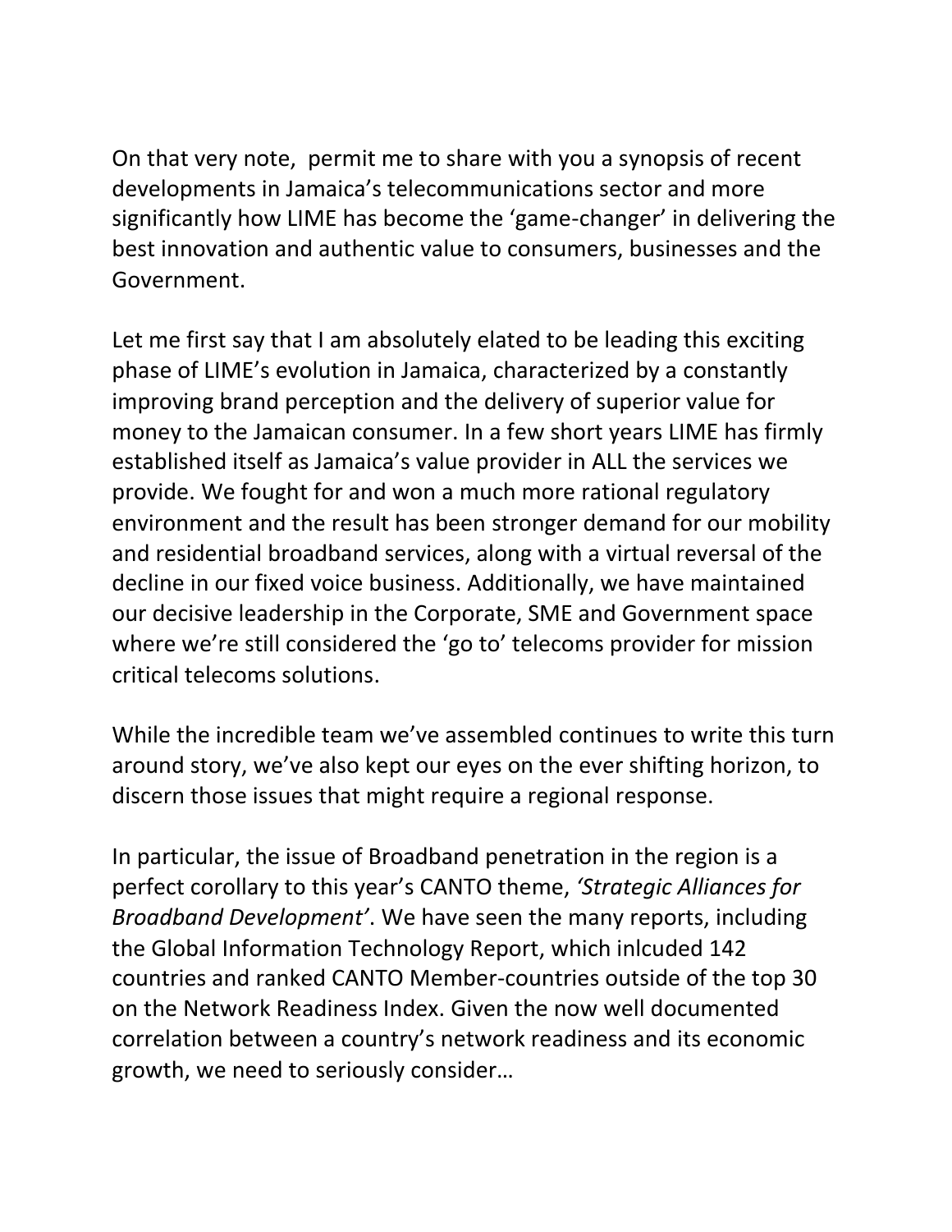On that very note,  permit me to share with you a synopsis of recent developments in Jamaica's telecommunications sector and more significantly how LIME has become the 'game-changer' in delivering the best innovation and authentic value to consumers, businesses and the Government.

Let me first say that I am absolutely elated to be leading this exciting phase of LIME's evolution in Jamaica, characterized by a constantly improving brand perception and the delivery of superior value for money to the Jamaican consumer. In a few short years LIME has firmly established itself as Jamaica's value provider in ALL the services we provide. We fought for and won a much more rational regulatory environment and the result has been stronger demand for our mobility and residential broadband services, along with a virtual reversal of the decline in our fixed voice business. Additionally, we have maintained our decisive leadership in the Corporate, SME and Government space where we're still considered the 'go to' telecoms provider for mission critical telecoms solutions.

While the incredible team we've assembled continues to write this turn around story, we've also kept our eyes on the ever shifting horizon, to discern those issues that might require a regional response.

In particular, the issue of Broadband penetration in the region is a perfect corollary to this year's CANTO theme, *'Strategic Alliances for Broadband Development'*. We have seen the many reports, including the Global Information Technology Report, which inlcuded 142 countries and ranked CANTO Member-countries outside of the top 30 on the Network Readiness Index. Given the now well documented correlation between a country's network readiness and its economic growth, we need to seriously consider…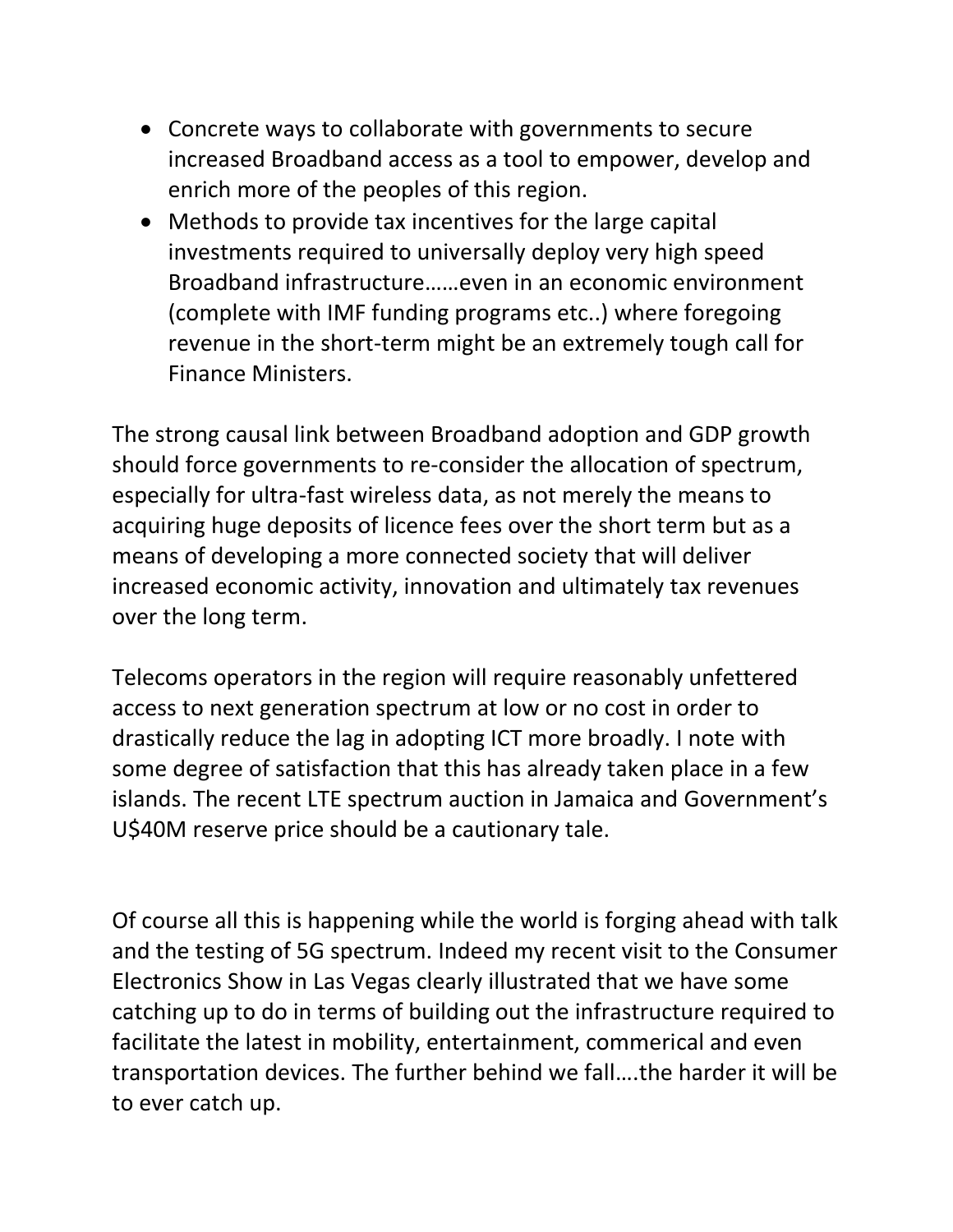- Concrete ways to collaborate with governments to secure increased Broadband access as a tool to empower, develop and enrich more of the peoples of this region.
- Methods to provide tax incentives for the large capital investments required to universally deploy very high speed Broadband infrastructure……even in an economic environment (complete with IMF funding programs etc..) where foregoing revenue in the short-term might be an extremely tough call for Finance Ministers.

The strong causal link between Broadband adoption and GDP growth should force governments to re-consider the allocation of spectrum, especially for ultra-fast wireless data, as not merely the means to acquiring huge deposits of licence fees over the short term but as a means of developing a more connected society that will deliver increased economic activity, innovation and ultimately tax revenues over the long term.

Telecoms operators in the region will require reasonably unfettered access to next generation spectrum at low or no cost in order to drastically reduce the lag in adopting ICT more broadly. I note with some degree of satisfaction that this has already taken place in a few islands. The recent LTE spectrum auction in Jamaica and Government's U$40M reserve price should be a cautionary tale.

Of course all this is happening while the world is forging ahead with talk and the testing of 5G spectrum. Indeed my recent visit to the Consumer Electronics Show in Las Vegas clearly illustrated that we have some catching up to do in terms of building out the infrastructure required to facilitate the latest in mobility, entertainment, commerical and even transportation devices. The further behind we fall….the harder it will be to ever catch up.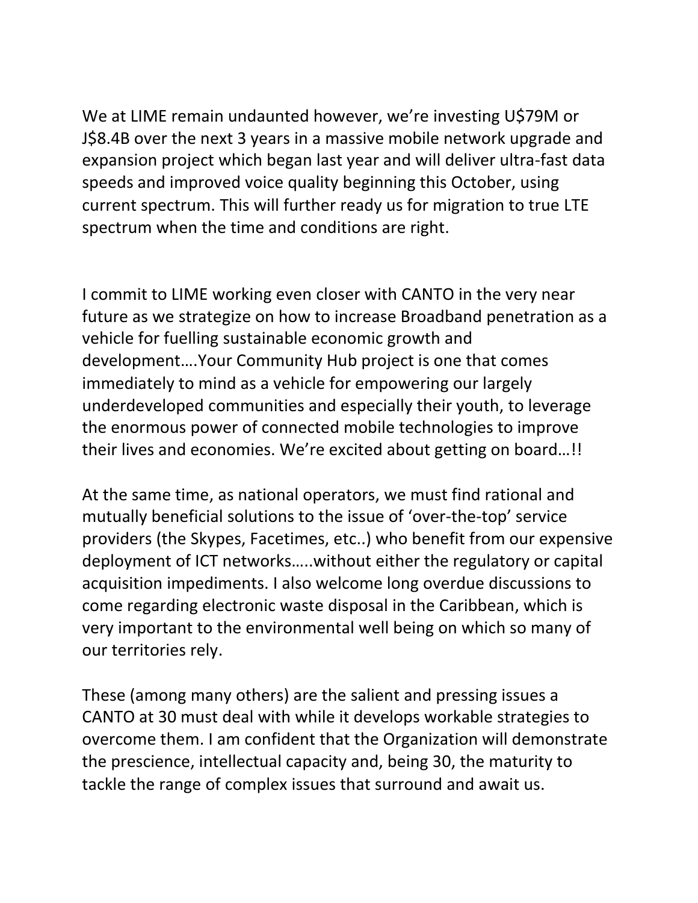We at LIME remain undaunted however, we're investing U$79M or J$8.4B over the next 3 years in a massive mobile network upgrade and expansion project which began last year and will deliver ultra-fast data speeds and improved voice quality beginning this October, using current spectrum. This will further ready us for migration to true LTE spectrum when the time and conditions are right.

I commit to LIME working even closer with CANTO in the very near future as we strategize on how to increase Broadband penetration as a vehicle for fuelling sustainable economic growth and development….Your Community Hub project is one that comes immediately to mind as a vehicle for empowering our largely underdeveloped communities and especially their youth, to leverage the enormous power of connected mobile technologies to improve their lives and economies. We're excited about getting on board…!!

At the same time, as national operators, we must find rational and mutually beneficial solutions to the issue of 'over-the-top' service providers (the Skypes, Facetimes, etc..) who benefit from our expensive deployment of ICT networks…..without either the regulatory or capital acquisition impediments. I also welcome long overdue discussions to come regarding electronic waste disposal in the Caribbean, which is very important to the environmental well being on which so many of our territories rely.

These (among many others) are the salient and pressing issues a CANTO at 30 must deal with while it develops workable strategies to overcome them. I am confident that the Organization will demonstrate the prescience, intellectual capacity and, being 30, the maturity to tackle the range of complex issues that surround and await us.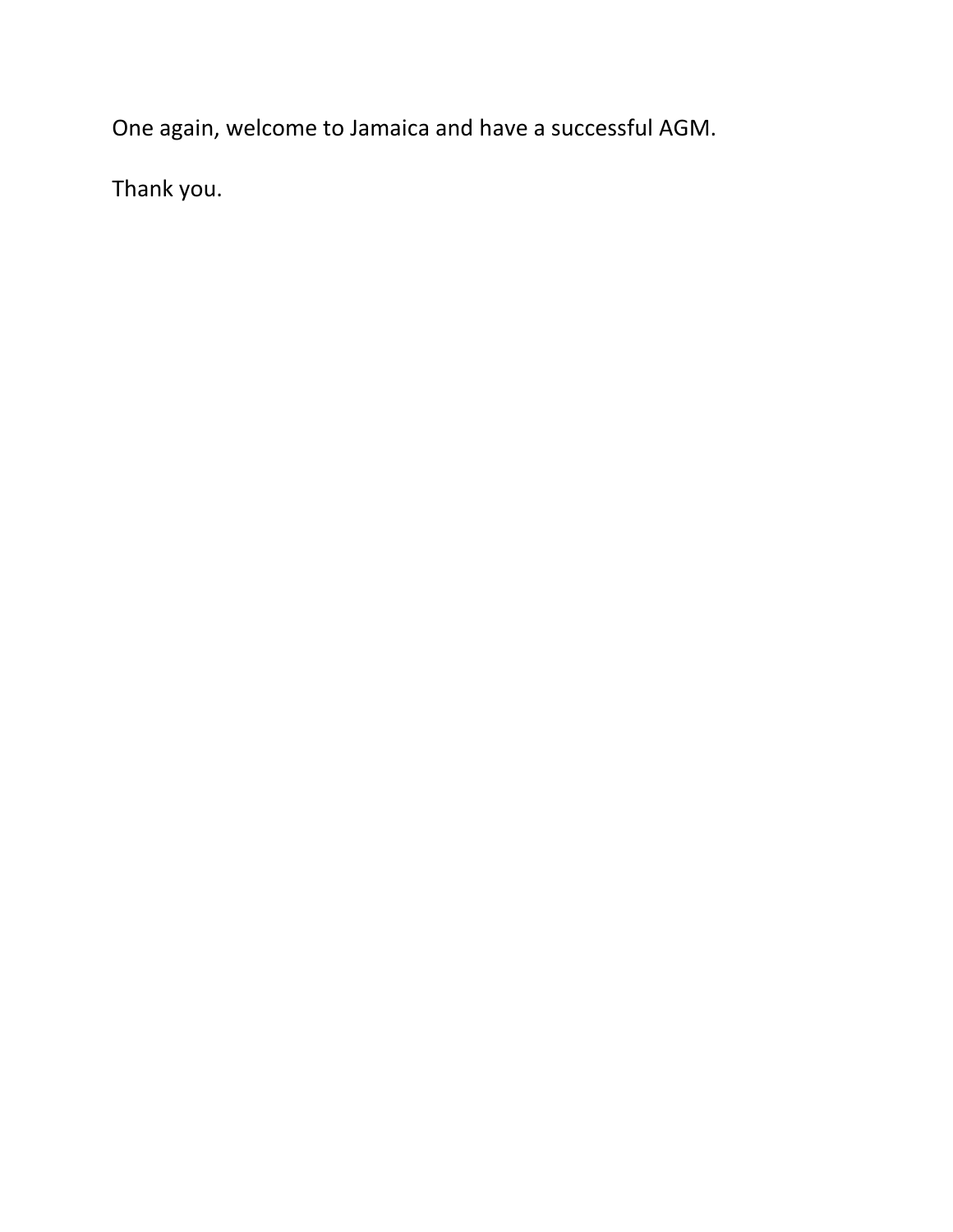One again, welcome to Jamaica and have a successful AGM.

Thank you.